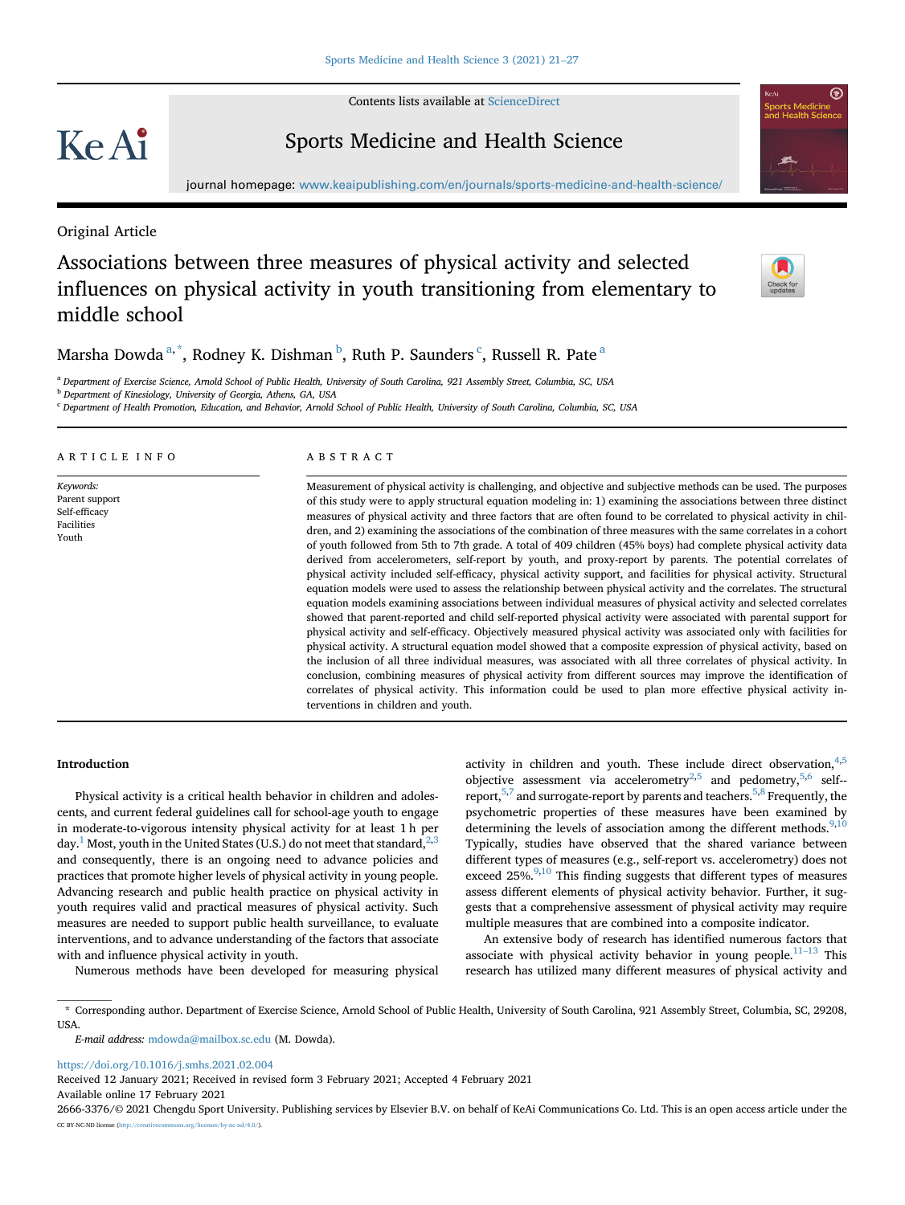Original Article

# Associations between three measures of physical activity and selected influences on physical activity in youth transitioning from elementary to middle school

Marsha Dowda [a,*], Rodney K. Dishman [b], Ruth P. Saunders [c], Russell R. Pate [a]

[a] Department of Exercise Science, Arnold School of Public Health, University of South Carolina, 921 Assembly Street, Columbia, SC, USA

[b] Department of Kinesiology, University of Georgia, Athens, GA, USA

[c] Department of Health Promotion, Education, and Behavior, Arnold School of Public Health, University of South Carolina, Columbia, SC, USA

## ARTICLE INFO

*Keywords:*
Parent support
Self-efficacy
Facilities
Youth

## ABSTRACT

Measurement of physical activity is challenging, and objective and subjective methods can be used. The purposes of this study were to apply structural equation modeling in: 1) examining the associations between three distinct measures of physical activity and three factors that are often found to be correlated to physical activity in children, and 2) examining the associations of the combination of three measures with the same correlates in a cohort of youth followed from 5th to 7th grade. A total of 409 children (45% boys) had complete physical activity data derived from accelerometers, self-report by youth, and proxy-report by parents. The potential correlates of physical activity included self-efficacy, physical activity support, and facilities for physical activity. Structural equation models were used to assess the relationship between physical activity and the correlates. The structural equation models examining associations between individual measures of physical activity and selected correlates showed that parent-reported and child self-reported physical activity were associated with parental support for physical activity and self-efficacy. Objectively measured physical activity was associated only with facilities for physical activity. A structural equation model showed that a composite expression of physical activity, based on the inclusion of all three individual measures, was associated with all three correlates of physical activity. In conclusion, combining measures of physical activity from different sources may improve the identification of correlates of physical activity. This information could be used to plan more effective physical activity interventions in children and youth.

## Introduction

Physical activity is a critical health behavior in children and adolescents, and current federal guidelines call for school-age youth to engage in moderate-to-vigorous intensity physical activity for at least 1 h per day.[1] Most, youth in the United States (U.S.) do not meet that standard,[2,3] and consequently, there is an ongoing need to advance policies and practices that promote higher levels of physical activity in young people. Advancing research and public health practice on physical activity in youth requires valid and practical measures of physical activity. Such measures are needed to support public health surveillance, to evaluate interventions, and to advance understanding of the factors that associate with and influence physical activity in youth.

Numerous methods have been developed for measuring physical activity in children and youth. These include direct observation,[4,5] objective assessment via accelerometry[2,5] and pedometry,[5,6] self-report,[5,7] and surrogate-report by parents and teachers.[5,8] Frequently, the psychometric properties of these measures have been examined by determining the levels of association among the different methods.[9,10] Typically, studies have observed that the shared variance between different types of measures (e.g., self-report vs. accelerometry) does not exceed 25%.[9,10] This finding suggests that different types of measures assess different elements of physical activity behavior. Further, it suggests that a comprehensive assessment of physical activity may require multiple measures that are combined into a composite indicator.

An extensive body of research has identified numerous factors that associate with physical activity behavior in young people.[11–13] This research has utilized many different measures of physical activity and

* Corresponding author. Department of Exercise Science, Arnold School of Public Health, University of South Carolina, 921 Assembly Street, Columbia, SC, 29208, USA.

*E-mail address:* mdowda@mailbox.sc.edu (M. Dowda).

https://doi.org/10.1016/j.smhs.2021.02.004

Received 12 January 2021; Received in revised form 3 February 2021; Accepted 4 February 2021

Available online 17 February 2021

2666-3376/© 2021 Chengdu Sport University. Publishing services by Elsevier B.V. on behalf of KeAi Communications Co. Ltd. This is an open access article under the CC BY-NC-ND license (http://creativecommons.org/licenses/by-nc-nd/4.0/).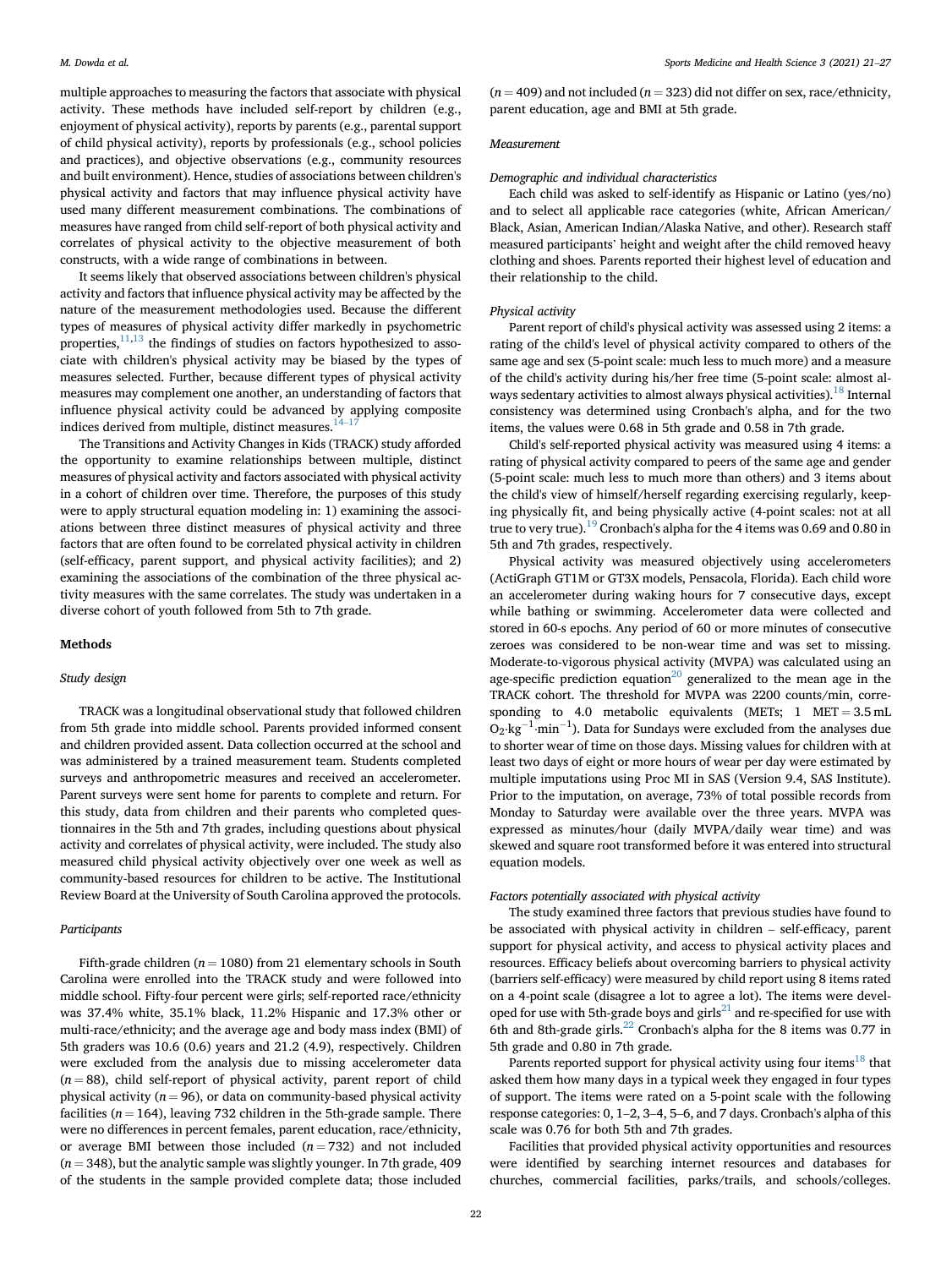multiple approaches to measuring the factors that associate with physical activity. These methods have included self-report by children (e.g., enjoyment of physical activity), reports by parents (e.g., parental support of child physical activity), reports by professionals (e.g., school policies and practices), and objective observations (e.g., community resources and built environment). Hence, studies of associations between children's physical activity and factors that may influence physical activity have used many different measurement combinations. The combinations of measures have ranged from child self-report of both physical activity and correlates of physical activity to the objective measurement of both constructs, with a wide range of combinations in between.

It seems likely that observed associations between children's physical activity and factors that influence physical activity may be affected by the nature of the measurement methodologies used. Because the different types of measures of physical activity differ markedly in psychometric properties,[11,13] the findings of studies on factors hypothesized to associate with children's physical activity may be biased by the types of measures selected. Further, because different types of physical activity measures may complement one another, an understanding of factors that influence physical activity could be advanced by applying composite indices derived from multiple, distinct measures.[14–17]

The Transitions and Activity Changes in Kids (TRACK) study afforded the opportunity to examine relationships between multiple, distinct measures of physical activity and factors associated with physical activity in a cohort of children over time. Therefore, the purposes of this study were to apply structural equation modeling in: 1) examining the associations between three distinct measures of physical activity and three factors that are often found to be correlated physical activity in children (self-efficacy, parent support, and physical activity facilities); and 2) examining the associations of the combination of the three physical activity measures with the same correlates. The study was undertaken in a diverse cohort of youth followed from 5th to 7th grade.

## Methods

### Study design

TRACK was a longitudinal observational study that followed children from 5th grade into middle school. Parents provided informed consent and children provided assent. Data collection occurred at the school and was administered by a trained measurement team. Students completed surveys and anthropometric measures and received an accelerometer. Parent surveys were sent home for parents to complete and return. For this study, data from children and their parents who completed questionnaires in the 5th and 7th grades, including questions about physical activity and correlates of physical activity, were included. The study also measured child physical activity objectively over one week as well as community-based resources for children to be active. The Institutional Review Board at the University of South Carolina approved the protocols.

### Participants

Fifth-grade children ($n = 1080$) from 21 elementary schools in South Carolina were enrolled into the TRACK study and were followed into middle school. Fifty-four percent were girls; self-reported race/ethnicity was 37.4% white, 35.1% black, 11.2% Hispanic and 17.3% other or multi-race/ethnicity; and the average age and body mass index (BMI) of 5th graders was 10.6 (0.6) years and 21.2 (4.9), respectively. Children were excluded from the analysis due to missing accelerometer data ($n = 88$), child self-report of physical activity, parent report of child physical activity ($n = 96$), or data on community-based physical activity facilities ($n = 164$), leaving 732 children in the 5th-grade sample. There were no differences in percent females, parent education, race/ethnicity, or average BMI between those included ($n = 732$) and not included ($n = 348$), but the analytic sample was slightly younger. In 7th grade, 409 of the students in the sample provided complete data; those included ($n = 409$) and not included ($n = 323$) did not differ on sex, race/ethnicity, parent education, age and BMI at 5th grade.

### Measurement

#### Demographic and individual characteristics

Each child was asked to self-identify as Hispanic or Latino (yes/no) and to select all applicable race categories (white, African American/Black, Asian, American Indian/Alaska Native, and other). Research staff measured participants' height and weight after the child removed heavy clothing and shoes. Parents reported their highest level of education and their relationship to the child.

#### Physical activity

Parent report of child's physical activity was assessed using 2 items: a rating of the child's level of physical activity compared to others of the same age and sex (5-point scale: much less to much more) and a measure of the child's activity during his/her free time (5-point scale: almost always sedentary activities to almost always physical activities).[18] Internal consistency was determined using Cronbach's alpha, and for the two items, the values were 0.68 in 5th grade and 0.58 in 7th grade.

Child's self-reported physical activity was measured using 4 items: a rating of physical activity compared to peers of the same age and gender (5-point scale: much less to much more than others) and 3 items about the child's view of himself/herself regarding exercising regularly, keeping physically fit, and being physically active (4-point scales: not at all true to very true).[19] Cronbach's alpha for the 4 items was 0.69 and 0.80 in 5th and 7th grades, respectively.

Physical activity was measured objectively using accelerometers (ActiGraph GT1M or GT3X models, Pensacola, Florida). Each child wore an accelerometer during waking hours for 7 consecutive days, except while bathing or swimming. Accelerometer data were collected and stored in 60-s epochs. Any period of 60 or more minutes of consecutive zeroes was considered to be non-wear time and was set to missing. Moderate-to-vigorous physical activity (MVPA) was calculated using an age-specific prediction equation[20] generalized to the mean age in the TRACK cohort. The threshold for MVPA was 2200 counts/min, corresponding to 4.0 metabolic equivalents (METs; $1\ \text{MET} = 3.5\ \text{mL}\ O_2 \cdot \text{kg}^{-1} \cdot \text{min}^{-1}$). Data for Sundays were excluded from the analyses due to shorter wear of time on those days. Missing values for children with at least two days of eight or more hours of wear per day were estimated by multiple imputations using Proc MI in SAS (Version 9.4, SAS Institute). Prior to the imputation, on average, 73% of total possible records from Monday to Saturday were available over the three years. MVPA was expressed as minutes/hour (daily MVPA/daily wear time) and was skewed and square root transformed before it was entered into structural equation models.

#### Factors potentially associated with physical activity

The study examined three factors that previous studies have found to be associated with physical activity in children – self-efficacy, parent support for physical activity, and access to physical activity places and resources. Efficacy beliefs about overcoming barriers to physical activity (barriers self-efficacy) were measured by child report using 8 items rated on a 4-point scale (disagree a lot to agree a lot). The items were developed for use with 5th-grade boys and girls[21] and re-specified for use with 6th and 8th-grade girls.[22] Cronbach's alpha for the 8 items was 0.77 in 5th grade and 0.80 in 7th grade.

Parents reported support for physical activity using four items[18] that asked them how many days in a typical week they engaged in four types of support. The items were rated on a 5-point scale with the following response categories: 0, 1–2, 3–4, 5–6, and 7 days. Cronbach's alpha of this scale was 0.76 for both 5th and 7th grades.

Facilities that provided physical activity opportunities and resources were identified by searching internet resources and databases for churches, commercial facilities, parks/trails, and schools/colleges.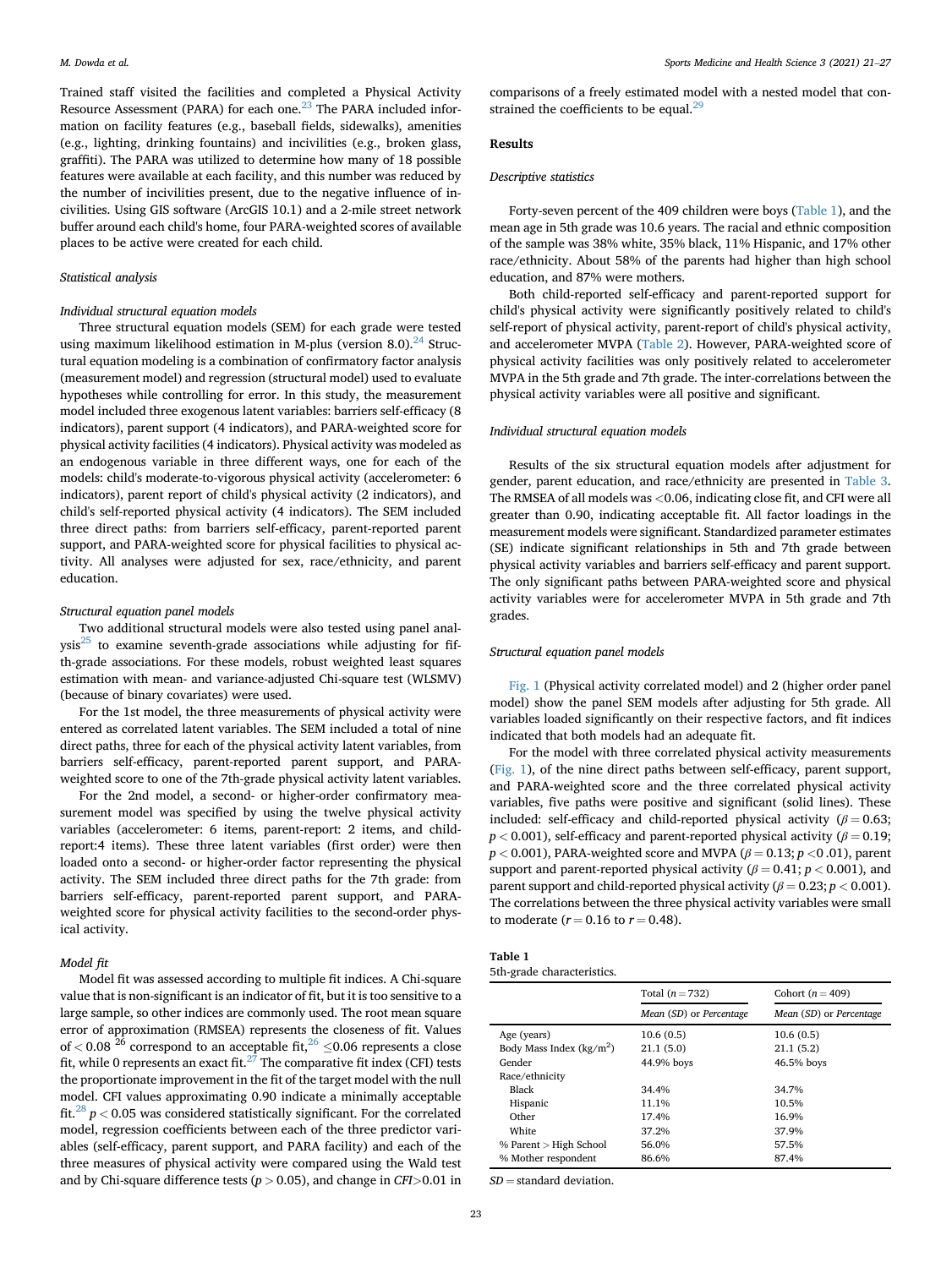Trained staff visited the facilities and completed a Physical Activity Resource Assessment (PARA) for each one.[23] The PARA included information on facility features (e.g., baseball fields, sidewalks), amenities (e.g., lighting, drinking fountains) and incivilities (e.g., broken glass, graffiti). The PARA was utilized to determine how many of 18 possible features were available at each facility, and this number was reduced by the number of incivilities present, due to the negative influence of incivilities. Using GIS software (ArcGIS 10.1) and a 2-mile street network buffer around each child's home, four PARA-weighted scores of available places to be active were created for each child.

### Statistical analysis

#### Individual structural equation models

Three structural equation models (SEM) for each grade were tested using maximum likelihood estimation in M-plus (version 8.0).[24] Structural equation modeling is a combination of confirmatory factor analysis (measurement model) and regression (structural model) used to evaluate hypotheses while controlling for error. In this study, the measurement model included three exogenous latent variables: barriers self-efficacy (8 indicators), parent support (4 indicators), and PARA-weighted score for physical activity facilities (4 indicators). Physical activity was modeled as an endogenous variable in three different ways, one for each of the models: child's moderate-to-vigorous physical activity (accelerometer: 6 indicators), parent report of child's physical activity (2 indicators), and child's self-reported physical activity (4 indicators). The SEM included three direct paths: from barriers self-efficacy, parent-reported parent support, and PARA-weighted score for physical facilities to physical activity. All analyses were adjusted for sex, race/ethnicity, and parent education.

#### Structural equation panel models

Two additional structural models were also tested using panel analysis[25] to examine seventh-grade associations while adjusting for fifth-grade associations. For these models, robust weighted least squares estimation with mean- and variance-adjusted Chi-square test (WLSMV) (because of binary covariates) were used.

For the 1st model, the three measurements of physical activity were entered as correlated latent variables. The SEM included a total of nine direct paths, three for each of the physical activity latent variables, from barriers self-efficacy, parent-reported parent support, and PARA-weighted score to one of the 7th-grade physical activity latent variables.

For the 2nd model, a second- or higher-order confirmatory measurement model was specified by using the twelve physical activity variables (accelerometer: 6 items, parent-report: 2 items, and child-report:4 items). These three latent variables (first order) were then loaded onto a second- or higher-order factor representing the physical activity. The SEM included three direct paths for the 7th grade: from barriers self-efficacy, parent-reported parent support, and PARA-weighted score for physical activity facilities to the second-order physical activity.

#### Model fit

Model fit was assessed according to multiple fit indices. A Chi-square value that is non-significant is an indicator of fit, but it is too sensitive to a large sample, so other indices are commonly used. The root mean square error of approximation (RMSEA) represents the closeness of fit. Values of $< 0.08$ [26] correspond to an acceptable fit,[26] $\leq 0.06$ represents a close fit, while 0 represents an exact fit.[27] The comparative fit index (CFI) tests the proportionate improvement in the fit of the target model with the null model. CFI values approximating 0.90 indicate a minimally acceptable fit.[28] $p < 0.05$ was considered statistically significant. For the correlated model, regression coefficients between each of the three predictor variables (self-efficacy, parent support, and PARA facility) and each of the three measures of physical activity were compared using the Wald test and by Chi-square difference tests ($p > 0.05$), and change in $CFI > 0.01$ in comparisons of a freely estimated model with a nested model that constrained the coefficients to be equal.[29]

## Results

### Descriptive statistics

Forty-seven percent of the 409 children were boys (Table 1), and the mean age in 5th grade was 10.6 years. The racial and ethnic composition of the sample was 38% white, 35% black, 11% Hispanic, and 17% other race/ethnicity. About 58% of the parents had higher than high school education, and 87% were mothers.

Both child-reported self-efficacy and parent-reported support for child's physical activity were significantly positively related to child's self-report of physical activity, parent-report of child's physical activity, and accelerometer MVPA (Table 2). However, PARA-weighted score of physical activity facilities was only positively related to accelerometer MVPA in the 5th grade and 7th grade. The inter-correlations between the physical activity variables were all positive and significant.

### Individual structural equation models

Results of the six structural equation models after adjustment for gender, parent education, and race/ethnicity are presented in Table 3. The RMSEA of all models was $<0.06$, indicating close fit, and CFI were all greater than 0.90, indicating acceptable fit. All factor loadings in the measurement models were significant. Standardized parameter estimates (SE) indicate significant relationships in 5th and 7th grade between physical activity variables and barriers self-efficacy and parent support. The only significant paths between PARA-weighted score and physical activity variables were for accelerometer MVPA in 5th grade and 7th grades.

### Structural equation panel models

Fig. 1 (Physical activity correlated model) and 2 (higher order panel model) show the panel SEM models after adjusting for 5th grade. All variables loaded significantly on their respective factors, and fit indices indicated that both models had an adequate fit.

For the model with three correlated physical activity measurements (Fig. 1), of the nine direct paths between self-efficacy, parent support, and PARA-weighted score and the three correlated physical activity variables, five paths were positive and significant (solid lines). These included: self-efficacy and child-reported physical activity ($\beta = 0.63$; $p < 0.001$), self-efficacy and parent-reported physical activity ($\beta = 0.19$; $p < 0.001$), PARA-weighted score and MVPA ($\beta = 0.13$; $p < .01$), parent support and parent-reported physical activity ($\beta = 0.41$; $p < 0.001$), and parent support and child-reported physical activity ($\beta = 0.23$; $p < 0.001$). The correlations between the three physical activity variables were small to moderate ($r = 0.16$ to $r = 0.48$).

**Table 1**
5th-grade characteristics.

| | Total ($n = 732$) | Cohort ($n = 409$) |
|---|---|---|
| | *Mean (SD) or Percentage* | *Mean (SD) or Percentage* |
| Age (years) | 10.6 (0.5) | 10.6 (0.5) |
| Body Mass Index (kg/m$^2$) | 21.1 (5.0) | 21.1 (5.2) |
| Gender | 44.9% boys | 46.5% boys |
| Race/ethnicity | | |
| Black | 34.4% | 34.7% |
| Hispanic | 11.1% | 10.5% |
| Other | 17.4% | 16.9% |
| White | 37.2% | 37.9% |
| % Parent > High School | 56.0% | 57.5% |
| % Mother respondent | 86.6% | 87.4% |

*SD* = standard deviation.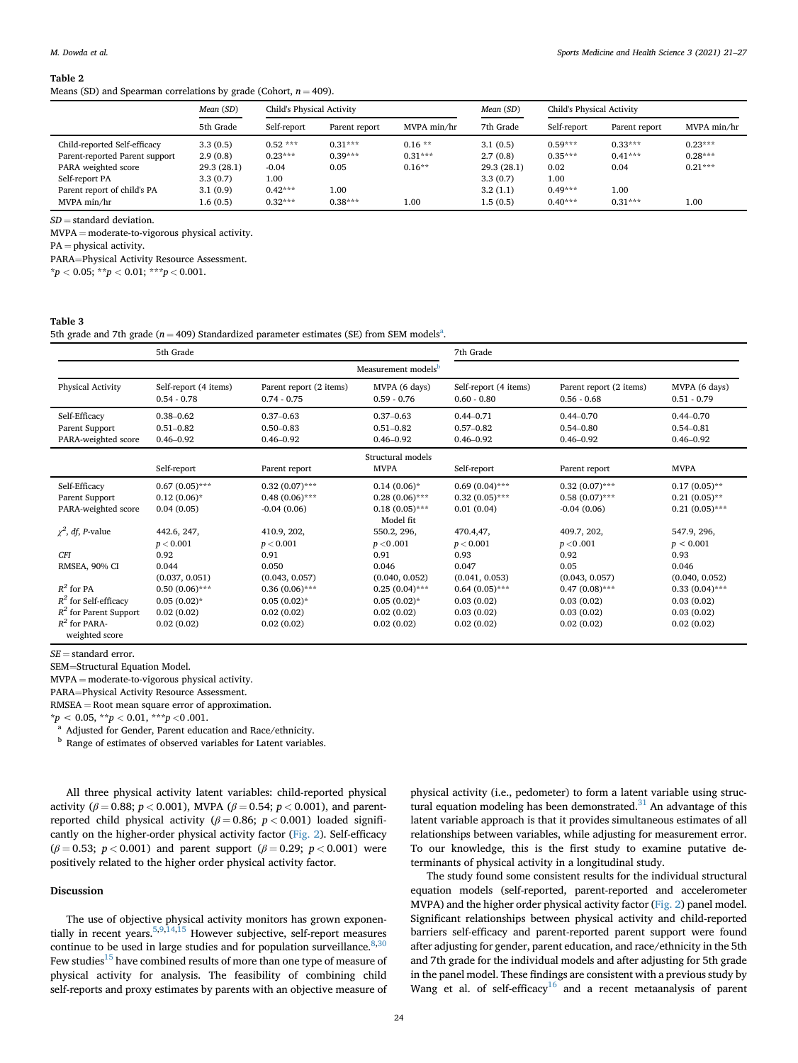**Table 2**
Means (SD) and Spearman correlations by grade (Cohort, $n = 409$).

| | *Mean* (*SD*) | Child's Physical Activity | | | *Mean* (*SD*) | Child's Physical Activity | | |
|---|---|---|---|---|---|---|---|---|
| | 5th Grade | Self-report | Parent report | MVPA min/hr | 7th Grade | Self-report | Parent report | MVPA min/hr |
| Child-reported Self-efficacy | 3.3 (0.5) | 0.52 *** | 0.31*** | 0.16 ** | 3.1 (0.5) | 0.59*** | 0.33*** | 0.23*** |
| Parent-reported Parent support | 2.9 (0.8) | 0.23*** | 0.39*** | 0.31*** | 2.7 (0.8) | 0.35*** | 0.41*** | 0.28*** |
| PARA weighted score | 29.3 (28.1) | -0.04 | 0.05 | 0.16** | 29.3 (28.1) | 0.02 | 0.04 | 0.21*** |
| Self-report PA | 3.3 (0.7) | 1.00 | | | 3.3 (0.7) | 1.00 | | |
| Parent report of child's PA | 3.1 (0.9) | 0.42*** | 1.00 | | 3.2 (1.1) | 0.49*** | 1.00 | |
| MVPA min/hr | 1.6 (0.5) | 0.32*** | 0.38*** | 1.00 | 1.5 (0.5) | 0.40*** | 0.31*** | 1.00 |

$SD$ = standard deviation.
MVPA = moderate-to-vigorous physical activity.
PA = physical activity.
PARA=Physical Activity Resource Assessment.
*$p < 0.05$; **$p < 0.01$; ***$p < 0.001$.

**Table 3**
5th grade and 7th grade ($n = 409$) Standardized parameter estimates (SE) from SEM models[a].

| | 5th Grade | | | 7th Grade | | |
|---|---|---|---|---|---|---|
| | | | Measurement models[b] | | | |
| Physical Activity | Self-report (4 items) 0.54 - 0.78 | Parent report (2 items) 0.74 - 0.75 | MVPA (6 days) 0.59 - 0.76 | Self-report (4 items) 0.60 - 0.80 | Parent report (2 items) 0.56 - 0.68 | MVPA (6 days) 0.51 - 0.79 |
| Self-Efficacy | 0.38–0.62 | 0.37–0.63 | 0.37–0.63 | 0.44–0.71 | 0.44–0.70 | 0.44–0.70 |
| Parent Support | 0.51–0.82 | 0.50–0.83 | 0.51–0.82 | 0.57–0.82 | 0.54–0.80 | 0.54–0.81 |
| PARA-weighted score | 0.46–0.92 | 0.46–0.92 | 0.46–0.92 | 0.46–0.92 | 0.46–0.92 | 0.46–0.92 |
| | | | Structural models | | | |
| | Self-report | Parent report | MVPA | Self-report | Parent report | MVPA |
| Self-Efficacy | 0.67 (0.05)*** | 0.32 (0.07)*** | 0.14 (0.06)* | 0.69 (0.04)*** | 0.32 (0.07)*** | 0.17 (0.05)** |
| Parent Support | 0.12 (0.06)* | 0.48 (0.06)*** | 0.28 (0.06)*** | 0.32 (0.05)*** | 0.58 (0.07)*** | 0.21 (0.05)** |
| PARA-weighted score | 0.04 (0.05) | -0.04 (0.06) | 0.18 (0.05)*** | 0.01 (0.04) | -0.04 (0.06) | 0.21 (0.05)*** |
| | | | Model fit | | | |
| $\chi^2$, *df*, *P*-value | 442.6, 247, $p < 0.001$ | 410.9, 202, $p < 0.001$ | 550.2, 296, $p < 0.001$ | 470.4,47, $p < 0.001$ | 409.7, 202, $p < 0.001$ | 547.9, 296, $p < 0.001$ |
| *CFI* | 0.92 | 0.91 | 0.91 | 0.93 | 0.92 | 0.93 |
| RMSEA, 90% CI | 0.044 (0.037, 0.051) | 0.050 (0.043, 0.057) | 0.046 (0.040, 0.052) | 0.047 (0.041, 0.053) | 0.05 (0.043, 0.057) | 0.046 (0.040, 0.052) |
| $R^2$ for PA | 0.50 (0.06)*** | 0.36 (0.06)*** | 0.25 (0.04)*** | 0.64 (0.05)*** | 0.47 (0.08)*** | 0.33 (0.04)*** |
| $R^2$ for Self-efficacy | 0.05 (0.02)* | 0.05 (0.02)* | 0.05 (0.02)* | 0.03 (0.02) | 0.03 (0.02) | 0.03 (0.02) |
| $R^2$ for Parent Support | 0.02 (0.02) | 0.02 (0.02) | 0.02 (0.02) | 0.03 (0.02) | 0.03 (0.02) | 0.03 (0.02) |
| $R^2$ for PARA-weighted score | 0.02 (0.02) | 0.02 (0.02) | 0.02 (0.02) | 0.02 (0.02) | 0.02 (0.02) | 0.02 (0.02) |

$SE$ = standard error.
SEM=Structural Equation Model.
MVPA = moderate-to-vigorous physical activity.
PARA=Physical Activity Resource Assessment.
RMSEA = Root mean square error of approximation.
*$p < 0.05$, **$p < 0.01$, ***$p < 0.001$.
[a] Adjusted for Gender, Parent education and Race/ethnicity.
[b] Range of estimates of observed variables for Latent variables.

All three physical activity latent variables: child-reported physical activity ($\beta = 0.88$; $p < 0.001$), MVPA ($\beta = 0.54$; $p < 0.001$), and parent-reported child physical activity ($\beta = 0.86$; $p < 0.001$) loaded significantly on the higher-order physical activity factor (Fig. 2). Self-efficacy ($\beta = 0.53$; $p < 0.001$) and parent support ($\beta = 0.29$; $p < 0.001$) were positively related to the higher order physical activity factor.

## Discussion

The use of objective physical activity monitors has grown exponentially in recent years.[5,9,14,15] However subjective, self-report measures continue to be used in large studies and for population surveillance.[8,30] Few studies[15] have combined results of more than one type of measure of physical activity for analysis. The feasibility of combining child self-reports and proxy estimates by parents with an objective measure of physical activity (i.e., pedometer) to form a latent variable using structural equation modeling has been demonstrated.[31] An advantage of this latent variable approach is that it provides simultaneous estimates of all relationships between variables, while adjusting for measurement error. To our knowledge, this is the first study to examine putative determinants of physical activity in a longitudinal study.

The study found some consistent results for the individual structural equation models (self-reported, parent-reported and accelerometer MVPA) and the higher order physical activity factor (Fig. 2) panel model. Significant relationships between physical activity and child-reported barriers self-efficacy and parent-reported parent support were found after adjusting for gender, parent education, and race/ethnicity in the 5th and 7th grade for the individual models and after adjusting for 5th grade in the panel model. These findings are consistent with a previous study by Wang et al. of self-efficacy[16] and a recent metaanalysis of parent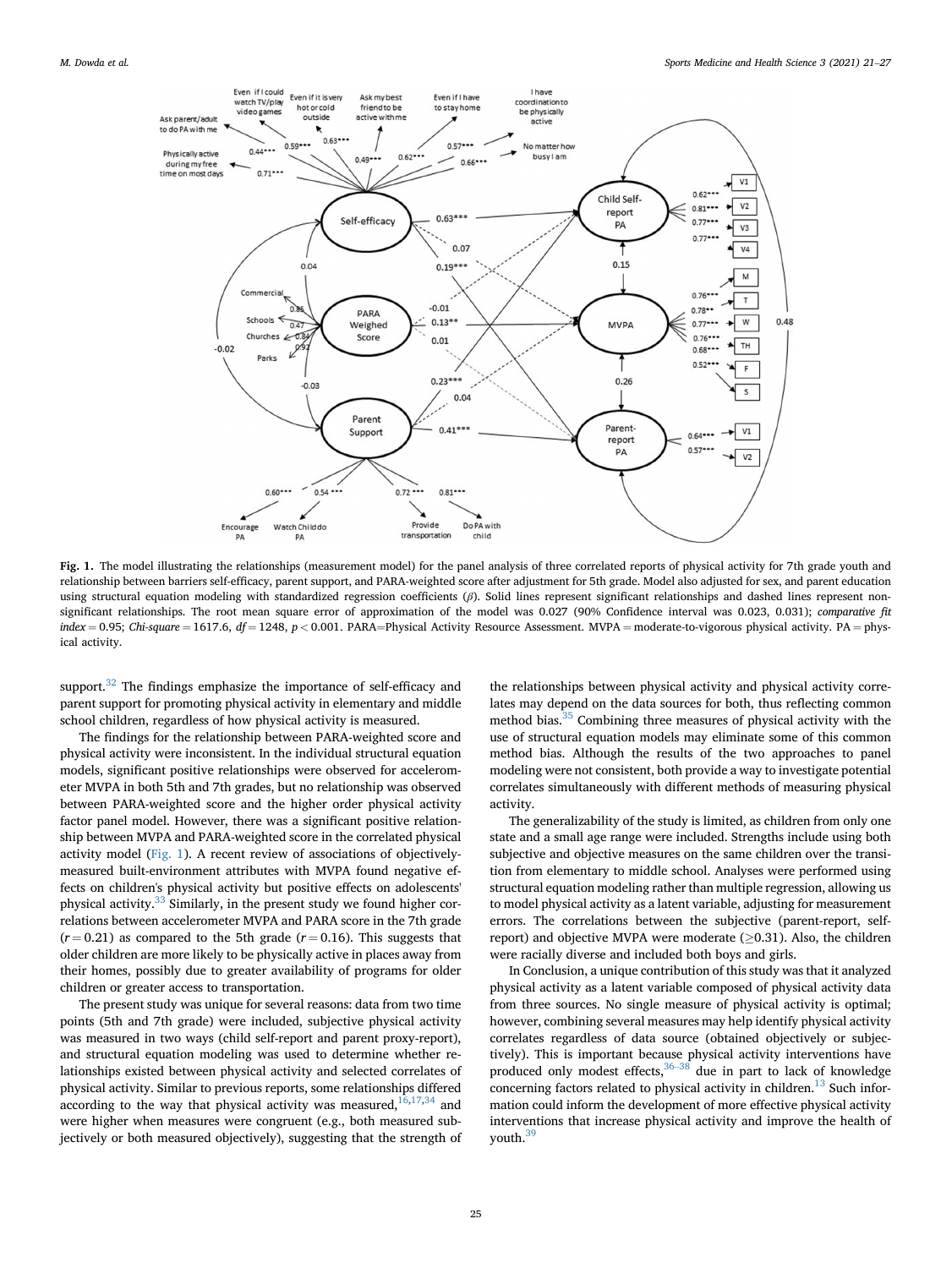**Fig. 1.** The model illustrating the relationships (measurement model) for the panel analysis of three correlated reports of physical activity for 7th grade youth and relationship between barriers self-efficacy, parent support, and PARA-weighted score after adjustment for 5th grade. Model also adjusted for sex, and parent education using structural equation modeling with standardized regression coefficients ($\beta$). Solid lines represent significant relationships and dashed lines represent non-significant relationships. The root mean square error of approximation of the model was 0.027 (90% Confidence interval was 0.023, 0.031); *comparative fit index* = 0.95; *Chi-square* = 1617.6, *df* = 1248, $p < 0.001$. PARA=Physical Activity Resource Assessment. MVPA = moderate-to-vigorous physical activity. PA = physical activity.

support.[32] The findings emphasize the importance of self-efficacy and parent support for promoting physical activity in elementary and middle school children, regardless of how physical activity is measured.

The findings for the relationship between PARA-weighted score and physical activity were inconsistent. In the individual structural equation models, significant positive relationships were observed for accelerometer MVPA in both 5th and 7th grades, but no relationship was observed between PARA-weighted score and the higher order physical activity factor panel model. However, there was a significant positive relationship between MVPA and PARA-weighted score in the correlated physical activity model (Fig. 1). A recent review of associations of objectively-measured built-environment attributes with MVPA found negative effects on children's physical activity but positive effects on adolescents' physical activity.[33] Similarly, in the present study we found higher correlations between accelerometer MVPA and PARA score in the 7th grade ($r = 0.21$) as compared to the 5th grade ($r = 0.16$). This suggests that older children are more likely to be physically active in places away from their homes, possibly due to greater availability of programs for older children or greater access to transportation.

The present study was unique for several reasons: data from two time points (5th and 7th grade) were included, subjective physical activity was measured in two ways (child self-report and parent proxy-report), and structural equation modeling was used to determine whether relationships existed between physical activity and selected correlates of physical activity. Similar to previous reports, some relationships differed according to the way that physical activity was measured,[16,17,34] and were higher when measures were congruent (e.g., both measured subjectively or both measured objectively), suggesting that the strength of the relationships between physical activity and physical activity correlates may depend on the data sources for both, thus reflecting common method bias.[35] Combining three measures of physical activity with the use of structural equation models may eliminate some of this common method bias. Although the results of the two approaches to panel modeling were not consistent, both provide a way to investigate potential correlates simultaneously with different methods of measuring physical activity.

The generalizability of the study is limited, as children from only one state and a small age range were included. Strengths include using both subjective and objective measures on the same children over the transition from elementary to middle school. Analyses were performed using structural equation modeling rather than multiple regression, allowing us to model physical activity as a latent variable, adjusting for measurement errors. The correlations between the subjective (parent-report, self-report) and objective MVPA were moderate ($\geq 0.31$). Also, the children were racially diverse and included both boys and girls.

In Conclusion, a unique contribution of this study was that it analyzed physical activity as a latent variable composed of physical activity data from three sources. No single measure of physical activity is optimal; however, combining several measures may help identify physical activity correlates regardless of data source (obtained objectively or subjectively). This is important because physical activity interventions have produced only modest effects,[36–38] due in part to lack of knowledge concerning factors related to physical activity in children.[13] Such information could inform the development of more effective physical activity interventions that increase physical activity and improve the health of youth.[39]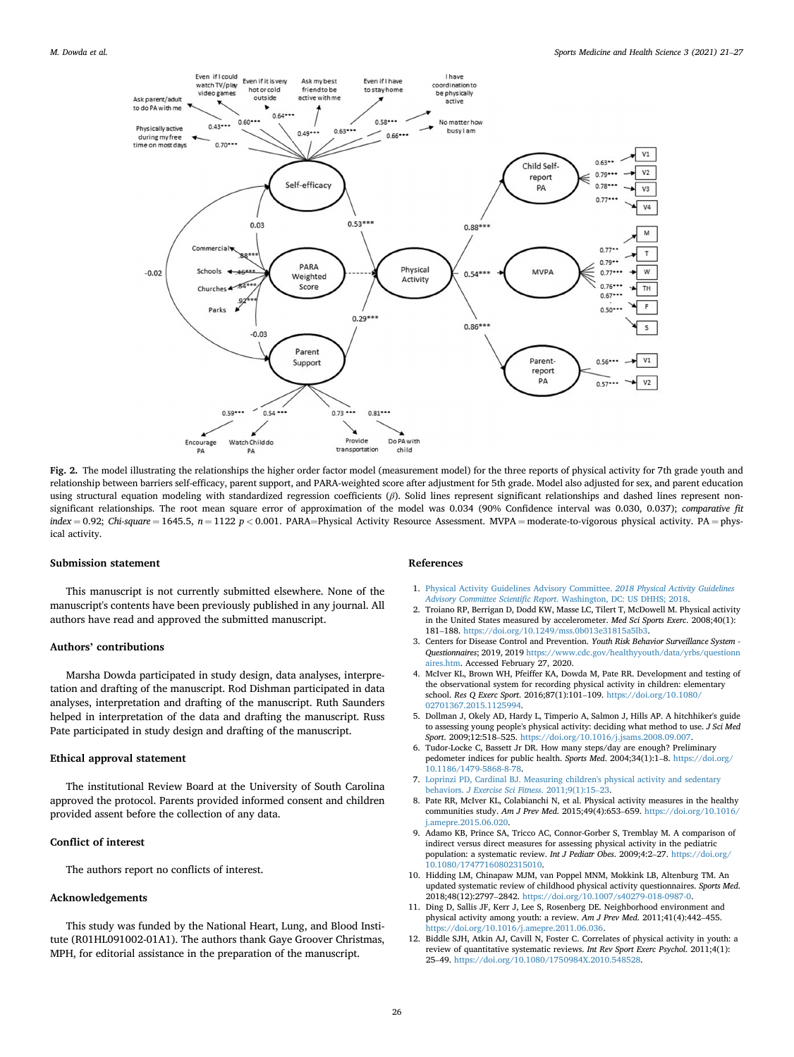**Fig. 2.** The model illustrating the relationships the higher order factor model (measurement model) for the three reports of physical activity for 7th grade youth and relationship between barriers self-efficacy, parent support, and PARA-weighted score after adjustment for 5th grade. Model also adjusted for sex, and parent education using structural equation modeling with standardized regression coefficients ($\beta$). Solid lines represent significant relationships and dashed lines represent non-significant relationships. The root mean square error of approximation of the model was 0.034 (90% Confidence interval was 0.030, 0.037); *comparative fit index* = 0.92; *Chi-square* = 1645.5, $n = 1122$ $p < 0.001$. PARA=Physical Activity Resource Assessment. MVPA = moderate-to-vigorous physical activity. PA = physical activity.

### Submission statement

This manuscript is not currently submitted elsewhere. None of the manuscript's contents have been previously published in any journal. All authors have read and approved the submitted manuscript.

### Authors' contributions

Marsha Dowda participated in study design, data analyses, interpretation and drafting of the manuscript. Rod Dishman participated in data analyses, interpretation and drafting of the manuscript. Ruth Saunders helped in interpretation of the data and drafting the manuscript. Russ Pate participated in study design and drafting of the manuscript.

### Ethical approval statement

The institutional Review Board at the University of South Carolina approved the protocol. Parents provided informed consent and children provided assent before the collection of any data.

### Conflict of interest

The authors report no conflicts of interest.

### Acknowledgements

This study was funded by the National Heart, Lung, and Blood Institute (R01HL091002-01A1). The authors thank Gaye Groover Christmas, MPH, for editorial assistance in the preparation of the manuscript.

### References

1. Physical Activity Guidelines Advisory Committee. *2018 Physical Activity Guidelines Advisory Committee Scientific Report*. Washington, DC: US DHHS; 2018.
2. Troiano RP, Berrigan D, Dodd KW, Masse LC, Tilert T, McDowell M. Physical activity in the United States measured by accelerometer. *Med Sci Sports Exerc*. 2008;40(1):181–188. https://doi.org/10.1249/mss.0b013e31815a5lb3.
3. Centers for Disease Control and Prevention. *Youth Risk Behavior Surveillance System - Questionnaires*; 2019, 2019 https://www.cdc.gov/healthyyouth/data/yrbs/questionnaires.htm. Accessed February 27, 2020.
4. McIver KL, Brown WH, Pfeiffer KA, Dowda M, Pate RR. Development and testing of the observational system for recording physical activity in children: elementary school. *Res Q Exerc Sport*. 2016;87(1):101–109. https://doi.org/10.1080/02701367.2015.1125994.
5. Dollman J, Okely AD, Hardy L, Timperio A, Salmon J, Hills AP. A hitchhiker's guide to assessing young people's physical activity: deciding what method to use. *J Sci Med Sport*. 2009;12:518–525. https://doi.org/10.1016/j.jsams.2008.09.007.
6. Tudor-Locke C, Bassett Jr DR. How many steps/day are enough? Preliminary pedometer indices for public health. *Sports Med*. 2004;34(1):1–8. https://doi.org/10.1186/1479-5868-8-78.
7. Loprinzi PD, Cardinal BJ. Measuring children's physical activity and sedentary behaviors. *J Exercise Sci Fitness*. 2011;9(1):15–23.
8. Pate RR, McIver KL, Colabianchi N, et al. Physical activity measures in the healthy communities study. *Am J Prev Med*. 2015;49(4):653–659. https://doi.org/10.1016/j.amepre.2015.06.020.
9. Adamo KB, Prince SA, Tricco AC, Connor-Gorber S, Tremblay M. A comparison of indirect versus direct measures for assessing physical activity in the pediatric population: a systematic review. *Int J Pediatr Obes*. 2009;4:2–27. https://doi.org/10.1080/17477160802315010.
10. Hidding LM, Chinapaw MJM, van Poppel MNM, Mokkink LB, Altenburg TM. An updated systematic review of childhood physical activity questionnaires. *Sports Med*. 2018;48(12):2797–2842. https://doi.org/10.1007/s40279-018-0987-0.
11. Ding D, Sallis JF, Kerr J, Lee S, Rosenberg DE. Neighborhood environment and physical activity among youth: a review. *Am J Prev Med*. 2011;41(4):442–455. https://doi.org/10.1016/j.amepre.2011.06.036.
12. Biddle SJH, Atkin AJ, Cavill N, Foster C. Correlates of physical activity in youth: a review of quantitative systematic reviews. *Int Rev Sport Exerc Psychol*. 2011;4(1):25–49. https://doi.org/10.1080/1750984X.2010.548528.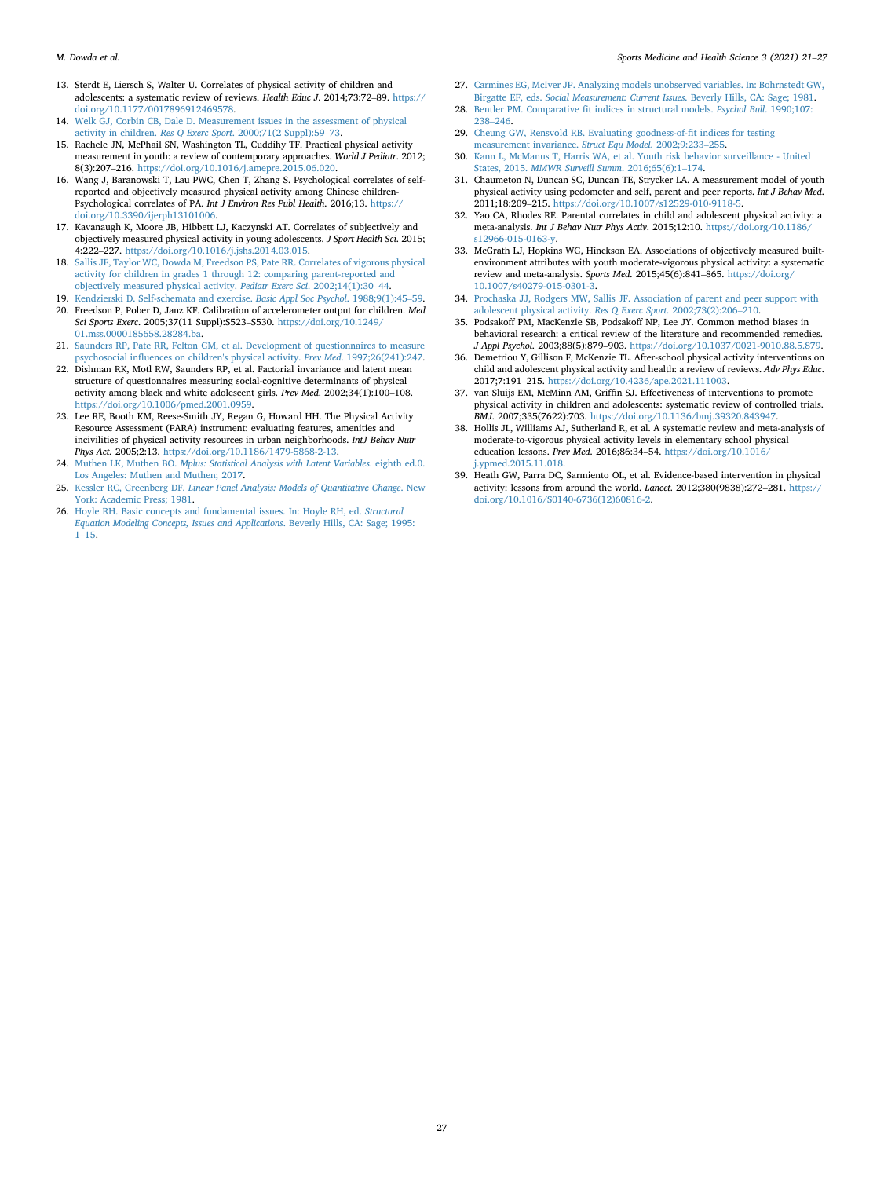13. Sterdt E, Liersch S, Walter U. Correlates of physical activity of children and adolescents: a systematic review of reviews. *Health Educ J*. 2014;73:72–89. https://doi.org/10.1177/0017896912469578.
14. Welk GJ, Corbin CB, Dale D. Measurement issues in the assessment of physical activity in children. *Res Q Exerc Sport*. 2000;71(2 Suppl):59–73.
15. Rachele JN, McPhail SN, Washington TL, Cuddihy TF. Practical physical activity measurement in youth: a review of contemporary approaches. *World J Pediatr*. 2012; 8(3):207–216. https://doi.org/10.1016/j.amepre.2015.06.020.
16. Wang J, Baranowski T, Lau PWC, Chen T, Zhang S. Psychological correlates of self-reported and objectively measured physical activity among Chinese children-Psychological correlates of PA. *Int J Environ Res Publ Health*. 2016;13. https://doi.org/10.3390/ijerph13101006.
17. Kavanaugh K, Moore JB, Hibbett LJ, Kaczynski AT. Correlates of subjectively and objectively measured physical activity in young adolescents. *J Sport Health Sci*. 2015; 4:222–227. https://doi.org/10.1016/j.jshs.2014.03.015.
18. Sallis JF, Taylor WC, Dowda M, Freedson PS, Pate RR. Correlates of vigorous physical activity for children in grades 1 through 12: comparing parent-reported and objectively measured physical activity. *Pediatr Exerc Sci*. 2002;14(1):30–44.
19. Kendzierski D. Self-schemata and exercise. *Basic Appl Soc Psychol*. 1988;9(1):45–59.
20. Freedson P, Pober D, Janz KF. Calibration of accelerometer output for children. *Med Sci Sports Exerc*. 2005;37(11 Suppl):S523–S530. https://doi.org/10.1249/01.mss.0000185658.28284.ba.
21. Saunders RP, Pate RR, Felton GM, et al. Development of questionnaires to measure psychosocial influences on children's physical activity. *Prev Med*. 1997;26(241):247.
22. Dishman RK, Motl RW, Saunders RP, et al. Factorial invariance and latent mean structure of questionnaires measuring social-cognitive determinants of physical activity among black and white adolescent girls. *Prev Med*. 2002;34(1):100–108. https://doi.org/10.1006/pmed.2001.0959.
23. Lee RE, Booth KM, Reese-Smith JY, Regan G, Howard HH. The Physical Activity Resource Assessment (PARA) instrument: evaluating features, amenities and incivilities of physical activity resources in urban neighborhoods. *IntJ Behav Nutr Phys Act*. 2005;2:13. https://doi.org/10.1186/1479-5868-2-13.
24. Muthen LK, Muthen BO. *Mplus: Statistical Analysis with Latent Variables*. eighth ed.0. Los Angeles: Muthen and Muthen; 2017.
25. Kessler RC, Greenberg DF. *Linear Panel Analysis: Models of Quantitative Change*. New York: Academic Press; 1981.
26. Hoyle RH. Basic concepts and fundamental issues. In: Hoyle RH, ed. *Structural Equation Modeling Concepts, Issues and Applications*. Beverly Hills, CA: Sage; 1995: 1–15.
27. Carmines EG, McIver JP. Analyzing models unobserved variables. In: Bohrnstedt GW, Birgatte EF, eds. *Social Measurement: Current Issues*. Beverly Hills, CA: Sage; 1981.
28. Bentler PM. Comparative fit indices in structural models. *Psychol Bull*. 1990;107: 238–246.
29. Cheung GW, Rensvold RB. Evaluating goodness-of-fit indices for testing measurement invariance. *Struct Equ Model*. 2002;9:233–255.
30. Kann L, McManus T, Harris WA, et al. Youth risk behavior surveillance - United States, 2015. *MMWR Surveill Summ*. 2016;65(6):1–174.
31. Chaumeton N, Duncan SC, Duncan TE, Strycker LA. A measurement model of youth physical activity using pedometer and self, parent and peer reports. *Int J Behav Med*. 2011;18:209–215. https://doi.org/10.1007/s12529-010-9118-5.
32. Yao CA, Rhodes RE. Parental correlates in child and adolescent physical activity: a meta-analysis. *Int J Behav Nutr Phys Activ*. 2015;12:10. https://doi.org/10.1186/s12966-015-0163-y.
33. McGrath LJ, Hopkins WG, Hinckson EA. Associations of objectively measured built-environment attributes with youth moderate-vigorous physical activity: a systematic review and meta-analysis. *Sports Med*. 2015;45(6):841–865. https://doi.org/10.1007/s40279-015-0301-3.
34. Prochaska JJ, Rodgers MW, Sallis JF. Association of parent and peer support with adolescent physical activity. *Res Q Exerc Sport*. 2002;73(2):206–210.
35. Podsakoff PM, MacKenzie SB, Podsakoff NP, Lee JY. Common method biases in behavioral research: a critical review of the literature and recommended remedies. *J Appl Psychol*. 2003;88(5):879–903. https://doi.org/10.1037/0021-9010.88.5.879.
36. Demetriou Y, Gillison F, McKenzie TL. After-school physical activity interventions on child and adolescent physical activity and health: a review of reviews. *Adv Phys Educ*. 2017;7:191–215. https://doi.org/10.4236/ape.2021.111003.
37. van Sluijs EM, McMinn AM, Griffin SJ. Effectiveness of interventions to promote physical activity in children and adolescents: systematic review of controlled trials. *BMJ*. 2007;335(7622):703. https://doi.org/10.1136/bmj.39320.843947.
38. Hollis JL, Williams AJ, Sutherland R, et al. A systematic review and meta-analysis of moderate-to-vigorous physical activity levels in elementary school physical education lessons. *Prev Med*. 2016;86:34–54. https://doi.org/10.1016/j.ypmed.2015.11.018.
39. Heath GW, Parra DC, Sarmiento OL, et al. Evidence-based intervention in physical activity: lessons from around the world. *Lancet*. 2012;380(9838):272–281. https://doi.org/10.1016/S0140-6736(12)60816-2.